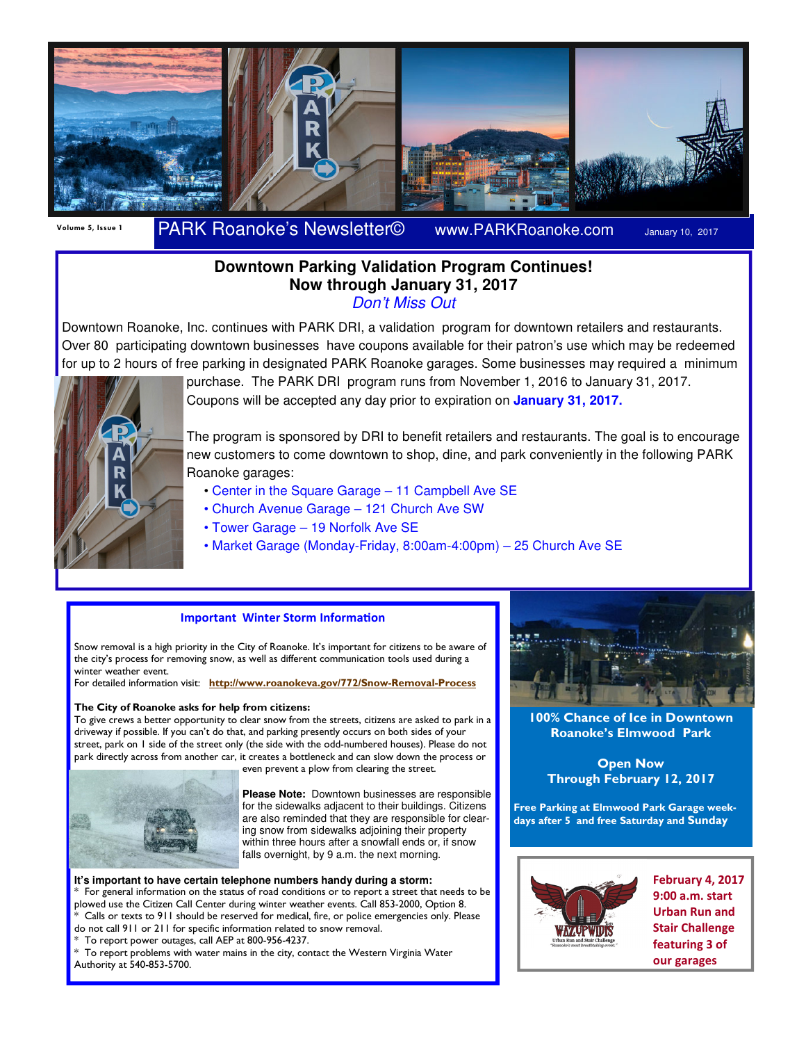Volume 5, Issue 1

# PARK Roanoke's Newsletter©

www.PARKRoanoke.com

January 10, 2017

## Downtown Parking Validation Program Continues!
## Now through January 31, 2017

*Don't Miss Out*

Downtown Roanoke, Inc. continues with PARK DRI, a validation program for downtown retailers and restaurants. Over 80 participating downtown businesses have coupons available for their patron's use which may be redeemed for up to 2 hours of free parking in designated PARK Roanoke garages. Some businesses may required a minimum purchase. The PARK DRI program runs from November 1, 2016 to January 31, 2017. Coupons will be accepted any day prior to expiration on **January 31, 2017.**

The program is sponsored by DRI to benefit retailers and restaurants. The goal is to encourage new customers to come downtown to shop, dine, and park conveniently in the following PARK Roanoke garages:

- Center in the Square Garage – 11 Campbell Ave SE
- Church Avenue Garage – 121 Church Ave SW
- Tower Garage – 19 Norfolk Ave SE
- Market Garage (Monday-Friday, 8:00am-4:00pm) – 25 Church Ave SE

### Important Winter Storm Information

Snow removal is a high priority in the City of Roanoke. It's important for citizens to be aware of the city's process for removing snow, as well as different communication tools used during a winter weather event.
For detailed information visit: **http://www.roanokeva.gov/772/Snow-Removal-Process**

**The City of Roanoke asks for help from citizens:**
To give crews a better opportunity to clear snow from the streets, citizens are asked to park in a driveway if possible. If you can't do that, and parking presently occurs on both sides of your street, park on 1 side of the street only (the side with the odd-numbered houses). Please do not park directly across from another car, it creates a bottleneck and can slow down the process or even prevent a plow from clearing the street.

**Please Note:** Downtown businesses are responsible for the sidewalks adjacent to their buildings. Citizens are also reminded that they are responsible for clearing snow from sidewalks adjoining their property within three hours after a snowfall ends or, if snow falls overnight, by 9 a.m. the next morning.

**It's important to have certain telephone numbers handy during a storm:**
* For general information on the status of road conditions or to report a street that needs to be plowed use the Citizen Call Center during winter weather events. Call 853-2000, Option 8.
* Calls or texts to 911 should be reserved for medical, fire, or police emergencies only. Please do not call 911 or 211 for specific information related to snow removal.
* To report power outages, call AEP at 800-956-4237.
* To report problems with water mains in the city, contact the Western Virginia Water Authority at 540-853-5700.

**100% Chance of Ice in Downtown Roanoke's Elmwood Park**

**Open Now**
**Through February 12, 2017**

**Free Parking at Elmwood Park Garage weekdays after 5 and free Saturday and Sunday**

**February 4, 2017**
**9:00 a.m. start**
**Urban Run and Stair Challenge featuring 3 of our garages**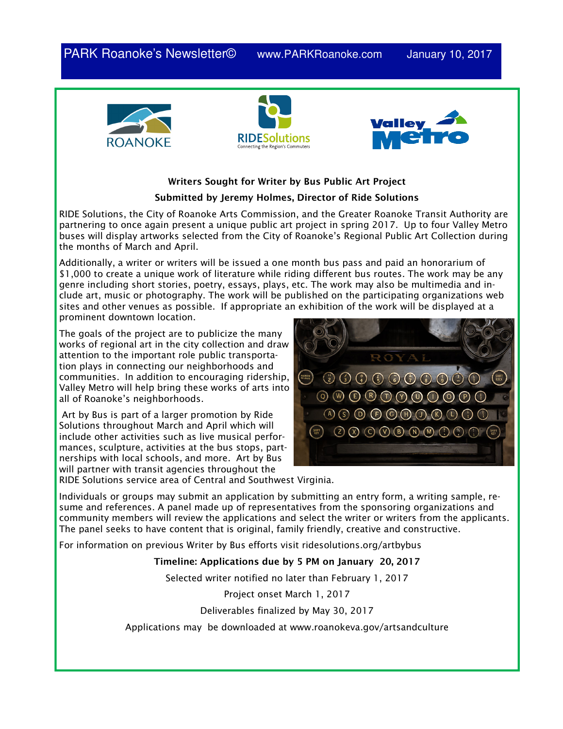PARK Roanoke's Newsletter© www.PARKRoanoke.com January 10, 2017

## Writers Sought for Writer by Bus Public Art Project

**Submitted by Jeremy Holmes, Director of Ride Solutions**

RIDE Solutions, the City of Roanoke Arts Commission, and the Greater Roanoke Transit Authority are partnering to once again present a unique public art project in spring 2017. Up to four Valley Metro buses will display artworks selected from the City of Roanoke's Regional Public Art Collection during the months of March and April.

Additionally, a writer or writers will be issued a one month bus pass and paid an honorarium of $1,000 to create a unique work of literature while riding different bus routes. The work may be any genre including short stories, poetry, essays, plays, etc. The work may also be multimedia and include art, music or photography. The work will be published on the participating organizations web sites and other venues as possible. If appropriate an exhibition of the work will be displayed at a prominent downtown location.

The goals of the project are to publicize the many works of regional art in the city collection and draw attention to the important role public transportation plays in connecting our neighborhoods and communities. In addition to encouraging ridership, Valley Metro will help bring these works of arts into all of Roanoke's neighborhoods.

Art by Bus is part of a larger promotion by Ride Solutions throughout March and April which will include other activities such as live musical performances, sculpture, activities at the bus stops, partnerships with local schools, and more. Art by Bus will partner with transit agencies throughout the RIDE Solutions service area of Central and Southwest Virginia.

Individuals or groups may submit an application by submitting an entry form, a writing sample, resume and references. A panel made up of representatives from the sponsoring organizations and community members will review the applications and select the writer or writers from the applicants. The panel seeks to have content that is original, family friendly, creative and constructive.

For information on previous Writer by Bus efforts visit ridesolutions.org/artbybus

**Timeline: Applications due by 5 PM on January 20, 2017**

Selected writer notified no later than February 1, 2017

Project onset March 1, 2017

Deliverables finalized by May 30, 2017

Applications may be downloaded at www.roanokeva.gov/artsandculture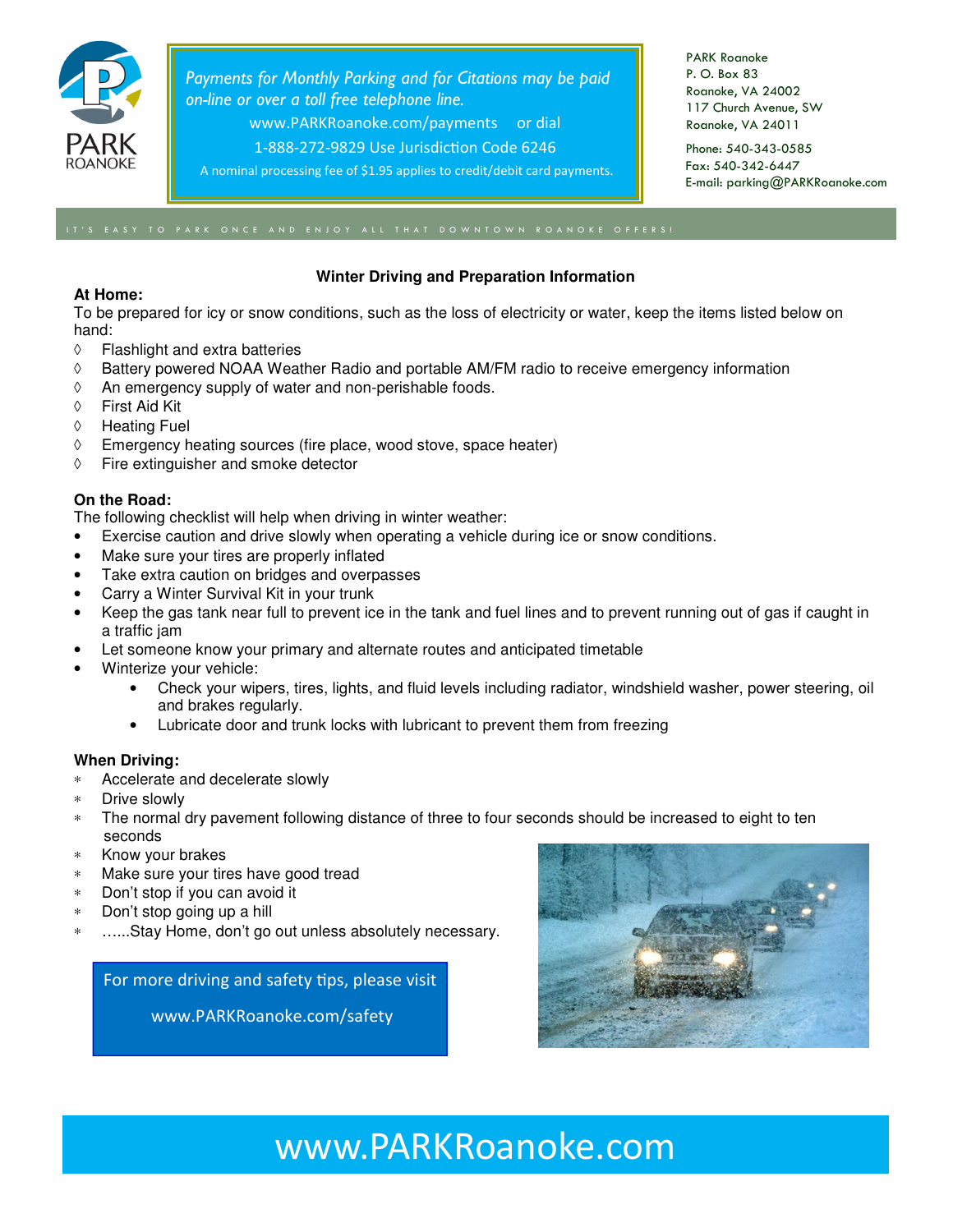PARK ROANOKE

*Payments for Monthly Parking and for Citations may be paid on-line or over a toll free telephone line.*

www.PARKRoanoke.com/payments or dial

1-888-272-9829 Use Jurisdiction Code 6246

A nominal processing fee of $1.95 applies to credit/debit card payments.

PARK Roanoke
P. O. Box 83
Roanoke, VA 24002
117 Church Avenue, SW
Roanoke, VA 24011

Phone: 540-343-0585
Fax: 540-342-6447
E-mail: parking@PARKRoanoke.com

IT'S EASY TO PARK ONCE AND ENJOY ALL THAT DOWNTOWN ROANOKE OFFERS!

## Winter Driving and Preparation Information

### At Home:

To be prepared for icy or snow conditions, such as the loss of electricity or water, keep the items listed below on hand:

- Flashlight and extra batteries
- Battery powered NOAA Weather Radio and portable AM/FM radio to receive emergency information
- An emergency supply of water and non-perishable foods.
- First Aid Kit
- Heating Fuel
- Emergency heating sources (fire place, wood stove, space heater)
- Fire extinguisher and smoke detector

### On the Road:

The following checklist will help when driving in winter weather:

- Exercise caution and drive slowly when operating a vehicle during ice or snow conditions.
- Make sure your tires are properly inflated
- Take extra caution on bridges and overpasses
- Carry a Winter Survival Kit in your trunk
- Keep the gas tank near full to prevent ice in the tank and fuel lines and to prevent running out of gas if caught in a traffic jam
- Let someone know your primary and alternate routes and anticipated timetable
- Winterize your vehicle:
  - Check your wipers, tires, lights, and fluid levels including radiator, windshield washer, power steering, oil and brakes regularly.
  - Lubricate door and trunk locks with lubricant to prevent them from freezing

### When Driving:

- Accelerate and decelerate slowly
- Drive slowly
- The normal dry pavement following distance of three to four seconds should be increased to eight to ten seconds
- Know your brakes
- Make sure your tires have good tread
- Don't stop if you can avoid it
- Don't stop going up a hill
- ......Stay Home, don't go out unless absolutely necessary.

For more driving and safety tips, please visit

www.PARKRoanoke.com/safety

www.PARKRoanoke.com